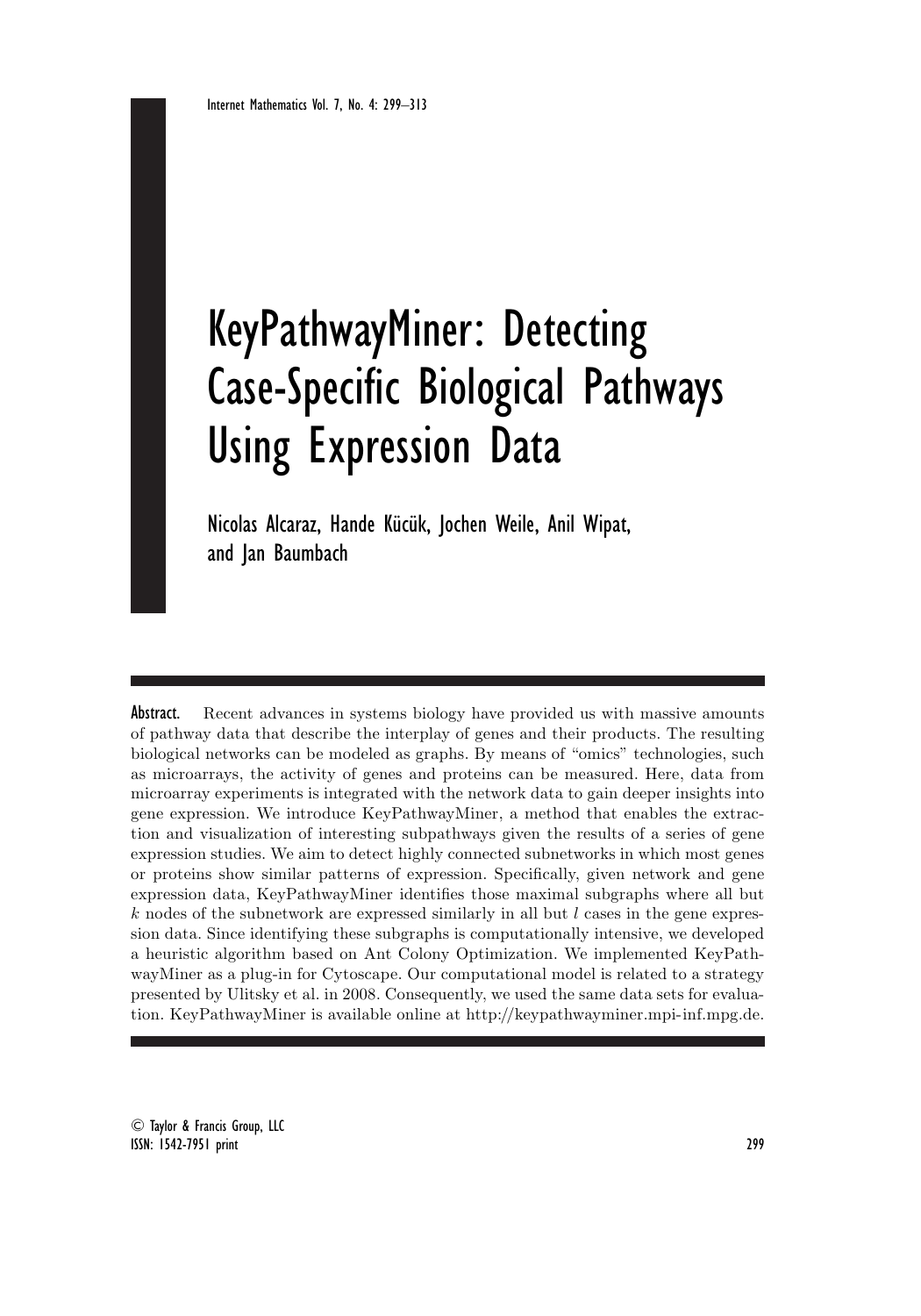# KeyPathwayMiner: Detecting Case-Specific Biological Pathways Using Expression Data

Nicolas Alcaraz, Hande Kücük, Jochen Weile, Anil Wipat, and Jan Baumbach

**Abstract.** Recent advances in systems biology have provided us with massive amounts of pathway data that describe the interplay of genes and their products. The resulting biological networks can be modeled as graphs. By means of "omics" technologies, such as microarrays, the activity of genes and proteins can be measured. Here, data from microarray experiments is integrated with the network data to gain deeper insights into gene expression. We introduce KeyPathwayMiner, a method that enables the extraction and visualization of interesting subpathways given the results of a series of gene expression studies. We aim to detect highly connected subnetworks in which most genes or proteins show similar patterns of expression. Specifically, given network and gene expression data, KeyPathwayMiner identifies those maximal subgraphs where all but $k$ nodes of the subnetwork are expressed similarly in all but $l$ cases in the gene expression data. Since identifying these subgraphs is computationally intensive, we developed a heuristic algorithm based on Ant Colony Optimization. We implemented KeyPathwayMiner as a plug-in for Cytoscape. Our computational model is related to a strategy presented by Ulitsky et al. in 2008. Consequently, we used the same data sets for evaluation. KeyPathwayMiner is available online at http://keypathwayminer.mpi-inf.mpg.de.

© Taylor & Francis Group, LLC
ISSN: 1542-7951 print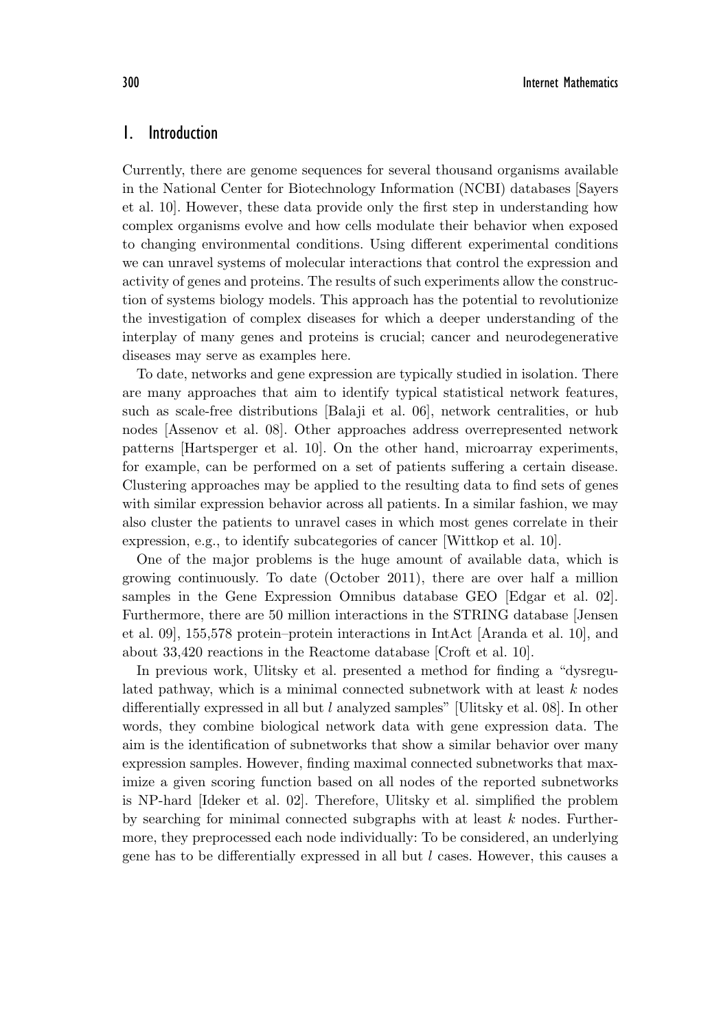## 1. Introduction

Currently, there are genome sequences for several thousand organisms available in the National Center for Biotechnology Information (NCBI) databases [Sayers et al. 10]. However, these data provide only the first step in understanding how complex organisms evolve and how cells modulate their behavior when exposed to changing environmental conditions. Using different experimental conditions we can unravel systems of molecular interactions that control the expression and activity of genes and proteins. The results of such experiments allow the construction of systems biology models. This approach has the potential to revolutionize the investigation of complex diseases for which a deeper understanding of the interplay of many genes and proteins is crucial; cancer and neurodegenerative diseases may serve as examples here.

To date, networks and gene expression are typically studied in isolation. There are many approaches that aim to identify typical statistical network features, such as scale-free distributions [Balaji et al. 06], network centralities, or hub nodes [Assenov et al. 08]. Other approaches address overrepresented network patterns [Hartsperger et al. 10]. On the other hand, microarray experiments, for example, can be performed on a set of patients suffering a certain disease. Clustering approaches may be applied to the resulting data to find sets of genes with similar expression behavior across all patients. In a similar fashion, we may also cluster the patients to unravel cases in which most genes correlate in their expression, e.g., to identify subcategories of cancer [Wittkop et al. 10].

One of the major problems is the huge amount of available data, which is growing continuously. To date (October 2011), there are over half a million samples in the Gene Expression Omnibus database GEO [Edgar et al. 02]. Furthermore, there are 50 million interactions in the STRING database [Jensen et al. 09], 155,578 protein–protein interactions in IntAct [Aranda et al. 10], and about 33,420 reactions in the Reactome database [Croft et al. 10].

In previous work, Ulitsky et al. presented a method for finding a "dysregulated pathway, which is a minimal connected subnetwork with at least $k$ nodes differentially expressed in all but $l$ analyzed samples" [Ulitsky et al. 08]. In other words, they combine biological network data with gene expression data. The aim is the identification of subnetworks that show a similar behavior over many expression samples. However, finding maximal connected subnetworks that maximize a given scoring function based on all nodes of the reported subnetworks is NP-hard [Ideker et al. 02]. Therefore, Ulitsky et al. simplified the problem by searching for minimal connected subgraphs with at least $k$ nodes. Furthermore, they preprocessed each node individually: To be considered, an underlying gene has to be differentially expressed in all but $l$ cases. However, this causes a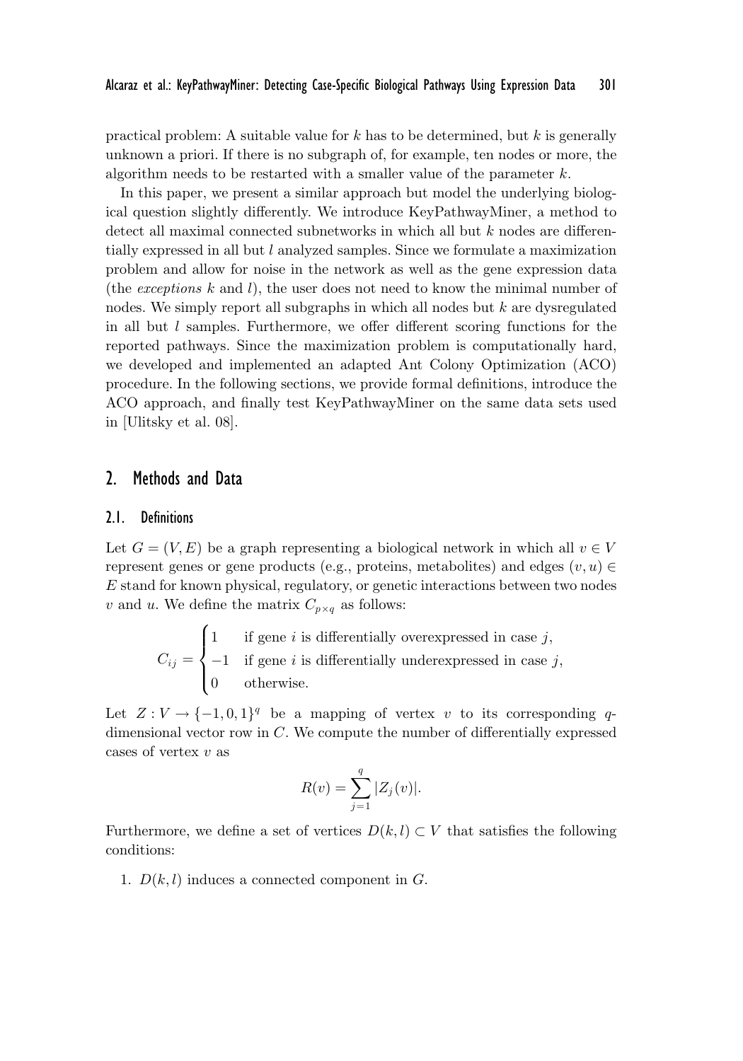practical problem: A suitable value for $k$ has to be determined, but $k$ is generally unknown a priori. If there is no subgraph of, for example, ten nodes or more, the algorithm needs to be restarted with a smaller value of the parameter $k$.

In this paper, we present a similar approach but model the underlying biological question slightly differently. We introduce KeyPathwayMiner, a method to detect all maximal connected subnetworks in which all but $k$ nodes are differentially expressed in all but $l$ analyzed samples. Since we formulate a maximization problem and allow for noise in the network as well as the gene expression data (the *exceptions* $k$ and $l$), the user does not need to know the minimal number of nodes. We simply report all subgraphs in which all nodes but $k$ are dysregulated in all but $l$ samples. Furthermore, we offer different scoring functions for the reported pathways. Since the maximization problem is computationally hard, we developed and implemented an adapted Ant Colony Optimization (ACO) procedure. In the following sections, we provide formal definitions, introduce the ACO approach, and finally test KeyPathwayMiner on the same data sets used in [Ulitsky et al. 08].

## 2. Methods and Data

### 2.1. Definitions

Let $G = (V, E)$ be a graph representing a biological network in which all $v \in V$ represent genes or gene products (e.g., proteins, metabolites) and edges $(v, u) \in E$ stand for known physical, regulatory, or genetic interactions between two nodes $v$ and $u$. We define the matrix $C_{p \times q}$ as follows:

$$C_{ij} = \begin{cases} 1 & \text{if gene } i \text{ is differentially overexpressed in case } j, \\ -1 & \text{if gene } i \text{ is differentially underexpressed in case } j, \\ 0 & \text{otherwise.} \end{cases}$$

Let $Z : V \to \{-1, 0, 1\}^q$ be a mapping of vertex $v$ to its corresponding $q$-dimensional vector row in $C$. We compute the number of differentially expressed cases of vertex $v$ as

$$R(v) = \sum_{j=1}^{q} |Z_j(v)|.$$

Furthermore, we define a set of vertices $D(k, l) \subset V$ that satisfies the following conditions:

1. $D(k, l)$ induces a connected component in $G$.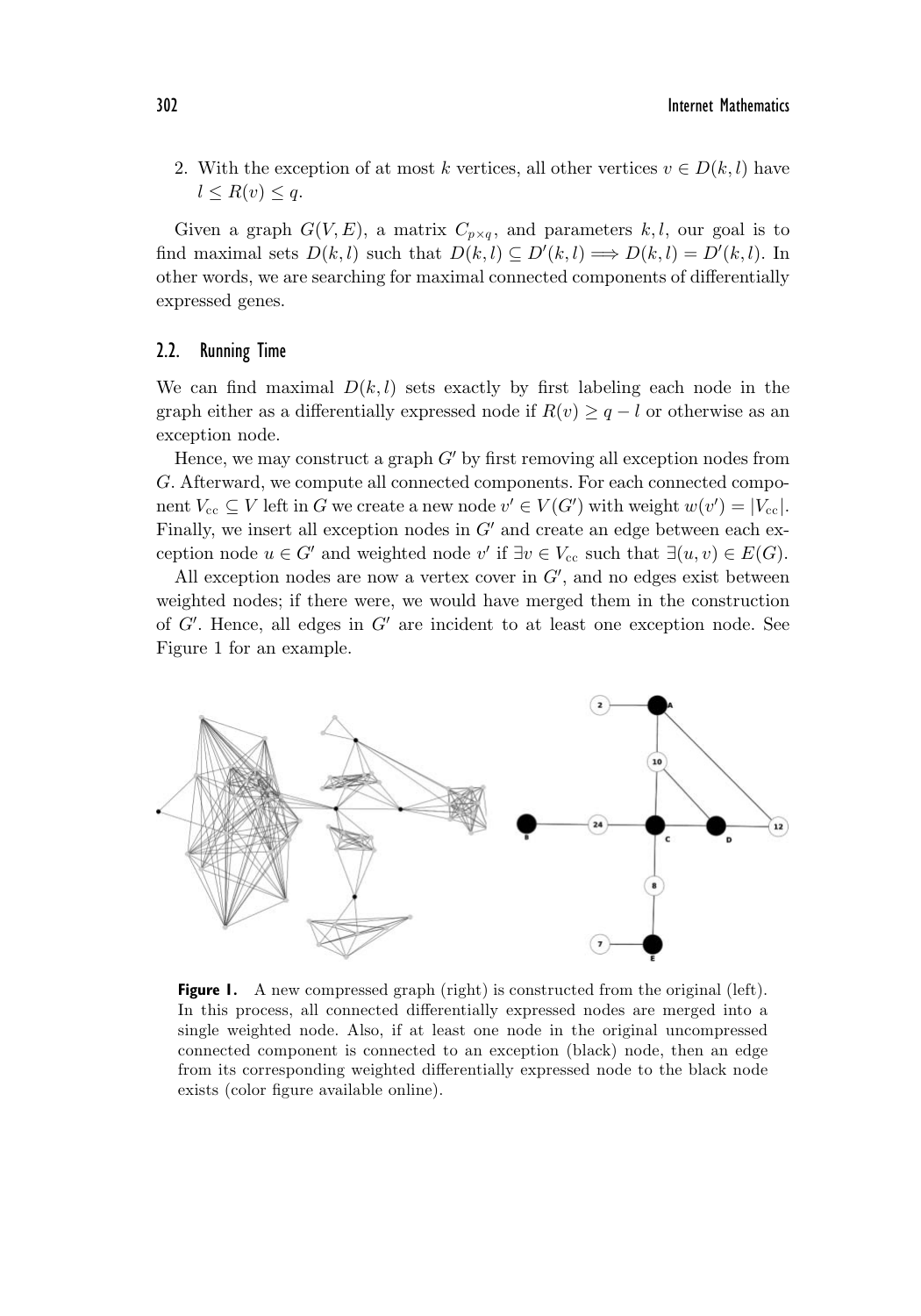2. With the exception of at most $k$ vertices, all other vertices $v \in D(k,l)$ have $l \leq R(v) \leq q$.

Given a graph $G(V,E)$, a matrix $C_{p \times q}$, and parameters $k, l$, our goal is to find maximal sets $D(k,l)$ such that $D(k,l) \subseteq D'(k,l) \Longrightarrow D(k,l) = D'(k,l)$. In other words, we are searching for maximal connected components of differentially expressed genes.

### 2.2. Running Time

We can find maximal $D(k,l)$ sets exactly by first labeling each node in the graph either as a differentially expressed node if $R(v) \geq q - l$ or otherwise as an exception node.

Hence, we may construct a graph $G'$ by first removing all exception nodes from $G$. Afterward, we compute all connected components. For each connected component $V_{cc} \subseteq V$ left in $G$ we create a new node $v' \in V(G')$ with weight $w(v') = |V_{cc}|$. Finally, we insert all exception nodes in $G'$ and create an edge between each exception node $u \in G'$ and weighted node $v'$ if $\exists v \in V_{cc}$ such that $\exists (u,v) \in E(G)$.

All exception nodes are now a vertex cover in $G'$, and no edges exist between weighted nodes; if there were, we would have merged them in the construction of $G'$. Hence, all edges in $G'$ are incident to at least one exception node. See Figure 1 for an example.

**Figure 1.** A new compressed graph (right) is constructed from the original (left). In this process, all connected differentially expressed nodes are merged into a single weighted node. Also, if at least one node in the original uncompressed connected component is connected to an exception (black) node, then an edge from its corresponding weighted differentially expressed node to the black node exists (color figure available online).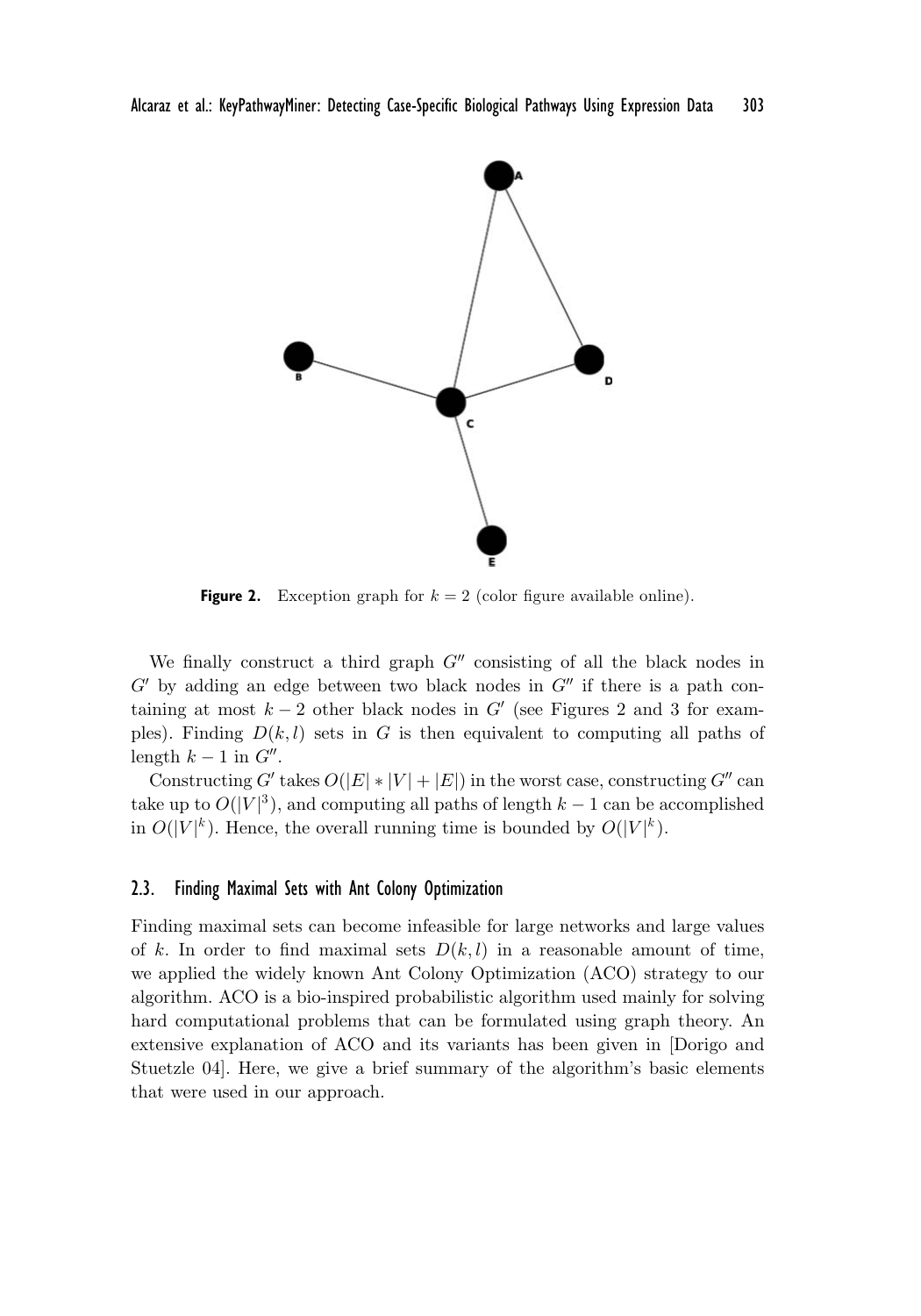**Figure 2.** Exception graph for $k = 2$ (color figure available online).

We finally construct a third graph $G''$ consisting of all the black nodes in $G'$ by adding an edge between two black nodes in $G''$ if there is a path containing at most $k - 2$ other black nodes in $G'$ (see Figures 2 and 3 for examples). Finding $D(k, l)$ sets in $G$ is then equivalent to computing all paths of length $k - 1$ in $G''$.

Constructing $G'$ takes $O(|E| * |V| + |E|)$ in the worst case, constructing $G''$ can take up to $O(|V|^3)$, and computing all paths of length $k - 1$ can be accomplished in $O(|V|^k)$. Hence, the overall running time is bounded by $O(|V|^k)$.

## 2.3. Finding Maximal Sets with Ant Colony Optimization

Finding maximal sets can become infeasible for large networks and large values of $k$. In order to find maximal sets $D(k, l)$ in a reasonable amount of time, we applied the widely known Ant Colony Optimization (ACO) strategy to our algorithm. ACO is a bio-inspired probabilistic algorithm used mainly for solving hard computational problems that can be formulated using graph theory. An extensive explanation of ACO and its variants has been given in [Dorigo and Stuetzle 04]. Here, we give a brief summary of the algorithm's basic elements that were used in our approach.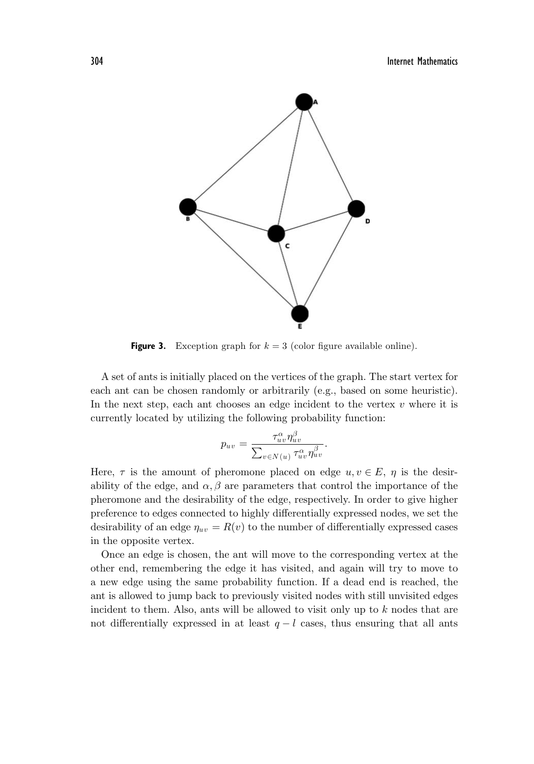**Figure 3.** Exception graph for $k = 3$ (color figure available online).

A set of ants is initially placed on the vertices of the graph. The start vertex for each ant can be chosen randomly or arbitrarily (e.g., based on some heuristic). In the next step, each ant chooses an edge incident to the vertex $v$ where it is currently located by utilizing the following probability function:

$$p_{uv} = \frac{\tau_{uv}^{\alpha} \eta_{uv}^{\beta}}{\sum_{v \in N(u)} \tau_{uv}^{\alpha} \eta_{uv}^{\beta}}.$$

Here, $\tau$ is the amount of pheromone placed on edge $u, v \in E$, $\eta$ is the desirability of the edge, and $\alpha, \beta$ are parameters that control the importance of the pheromone and the desirability of the edge, respectively. In order to give higher preference to edges connected to highly differentially expressed nodes, we set the desirability of an edge $\eta_{uv} = R(v)$ to the number of differentially expressed cases in the opposite vertex.

Once an edge is chosen, the ant will move to the corresponding vertex at the other end, remembering the edge it has visited, and again will try to move to a new edge using the same probability function. If a dead end is reached, the ant is allowed to jump back to previously visited nodes with still unvisited edges incident to them. Also, ants will be allowed to visit only up to $k$ nodes that are not differentially expressed in at least $q - l$ cases, thus ensuring that all ants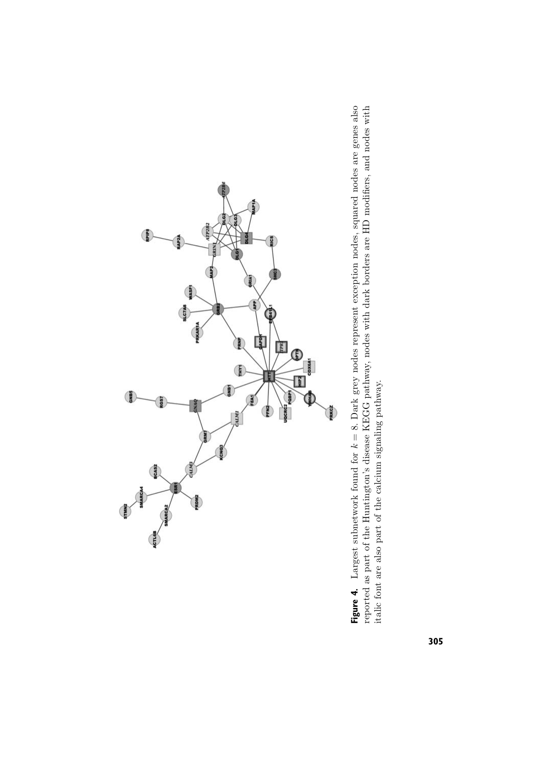**Figure 4.** Largest subnetwork found for $k = 8$. Dark grey nodes represent exception nodes, squared nodes are genes also reported as part of the Huntington's disease KEGG pathway, nodes with dark borders are HD modifiers, and nodes with italic font are also part of the calcium signaling pathway.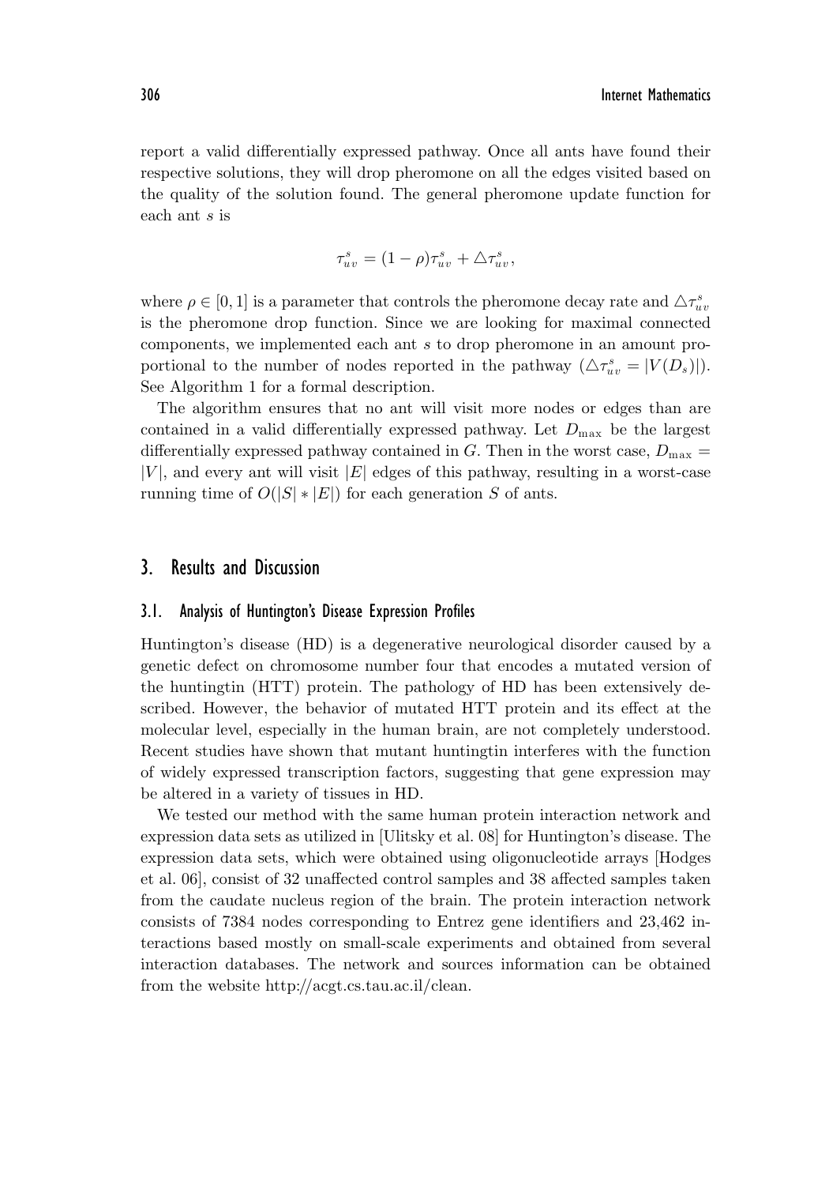report a valid differentially expressed pathway. Once all ants have found their respective solutions, they will drop pheromone on all the edges visited based on the quality of the solution found. The general pheromone update function for each ant $s$ is

$$\tau_{uv}^{s} = (1 - \rho)\tau_{uv}^{s} + \triangle\tau_{uv}^{s},$$

where $\rho \in [0, 1]$ is a parameter that controls the pheromone decay rate and $\triangle\tau_{uv}^{s}$ is the pheromone drop function. Since we are looking for maximal connected components, we implemented each ant $s$ to drop pheromone in an amount proportional to the number of nodes reported in the pathway ($\triangle\tau_{uv}^{s} = |V(D_s)|$). See Algorithm 1 for a formal description.

The algorithm ensures that no ant will visit more nodes or edges than are contained in a valid differentially expressed pathway. Let $D_{\max}$ be the largest differentially expressed pathway contained in $G$. Then in the worst case, $D_{\max} = |V|$, and every ant will visit $|E|$ edges of this pathway, resulting in a worst-case running time of $O(|S| * |E|)$ for each generation $S$ of ants.

## 3. Results and Discussion

### 3.1. Analysis of Huntington's Disease Expression Profiles

Huntington's disease (HD) is a degenerative neurological disorder caused by a genetic defect on chromosome number four that encodes a mutated version of the huntingtin (HTT) protein. The pathology of HD has been extensively described. However, the behavior of mutated HTT protein and its effect at the molecular level, especially in the human brain, are not completely understood. Recent studies have shown that mutant huntingtin interferes with the function of widely expressed transcription factors, suggesting that gene expression may be altered in a variety of tissues in HD.

We tested our method with the same human protein interaction network and expression data sets as utilized in [Ulitsky et al. 08] for Huntington's disease. The expression data sets, which were obtained using oligonucleotide arrays [Hodges et al. 06], consist of 32 unaffected control samples and 38 affected samples taken from the caudate nucleus region of the brain. The protein interaction network consists of 7384 nodes corresponding to Entrez gene identifiers and 23,462 interactions based mostly on small-scale experiments and obtained from several interaction databases. The network and sources information can be obtained from the website http://acgt.cs.tau.ac.il/clean.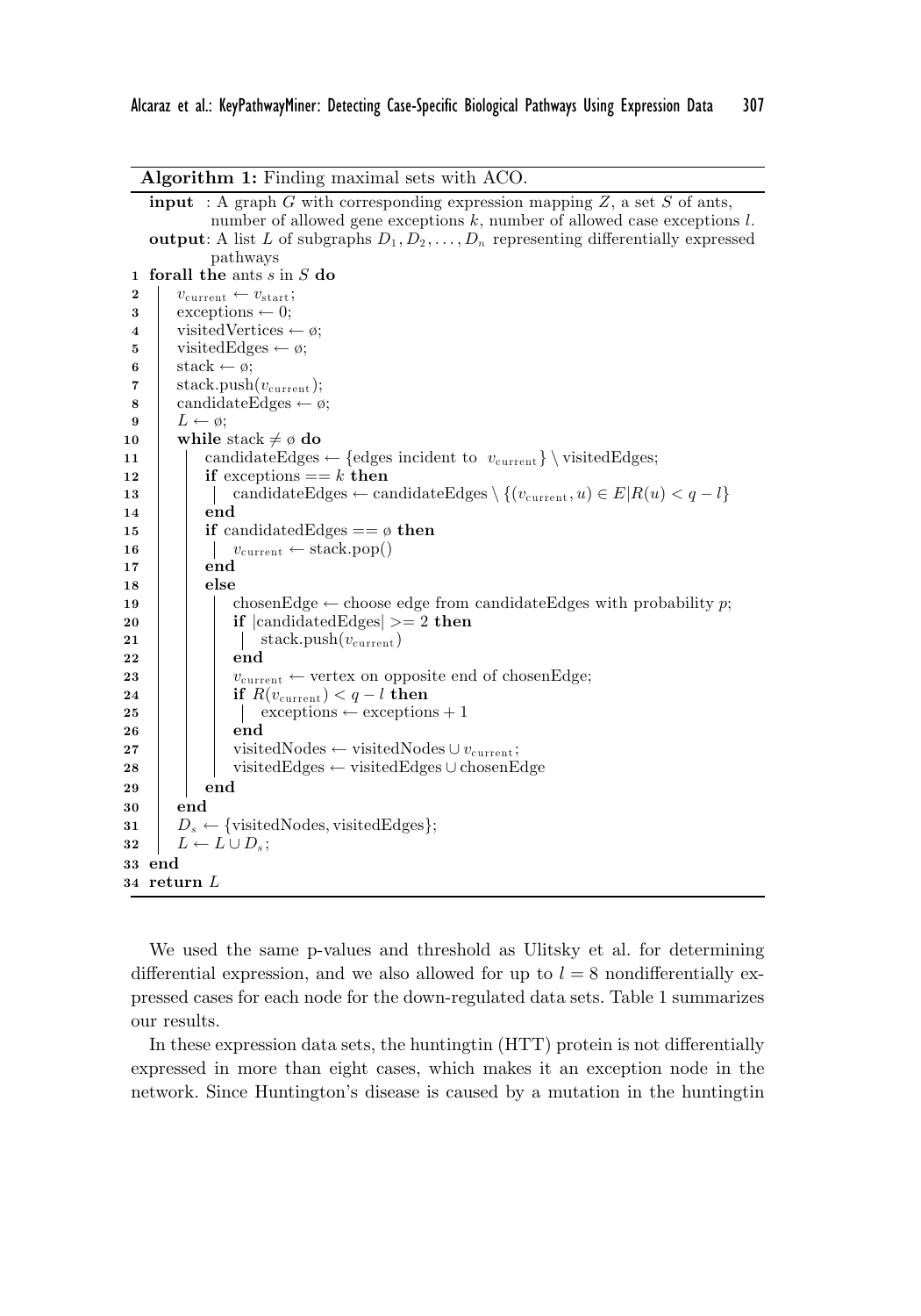**Algorithm 1:** Finding maximal sets with ACO.

**input** : A graph $G$ with corresponding expression mapping $Z$, a set $S$ of ants, number of allowed gene exceptions $k$, number of allowed case exceptions $l$.

**output**: A list $L$ of subgraphs $D_1, D_2, \ldots, D_n$ representing differentially expressed pathways

```
1  forall the ants s in S do
2      v_current ← v_start;
3      exceptions ← 0;
4      visitedVertices ← ø;
5      visitedEdges ← ø;
6      stack ← ø;
7      stack.push(v_current);
8      candidateEdges ← ø;
9      L ← ø;
10     while stack ≠ ø do
11         candidateEdges ← {edges incident to v_current} \ visitedEdges;
12         if exceptions == k then
13             candidateEdges ← candidateEdges \ {(v_current, u) ∈ E | R(u) < q − l}
14         end
15         if candidatedEdges == ø then
16             v_current ← stack.pop()
17         end
18         else
19             chosenEdge ← choose edge from candidateEdges with probability p;
20             if |candidatedEdges| >= 2 then
21                 stack.push(v_current)
22             end
23             v_current ← vertex on opposite end of chosenEdge;
24             if R(v_current) < q − l then
25                 exceptions ← exceptions + 1
26             end
27             visitedNodes ← visitedNodes ∪ v_current;
28             visitedEdges ← visitedEdges ∪ chosenEdge
29         end
30     end
31     D_s ← {visitedNodes, visitedEdges};
32     L ← L ∪ D_s;
33 end
34 return L
```

We used the same p-values and threshold as Ulitsky et al. for determining differential expression, and we also allowed for up to $l = 8$ nondifferentially expressed cases for each node for the down-regulated data sets. Table 1 summarizes our results.

In these expression data sets, the huntingtin (HTT) protein is not differentially expressed in more than eight cases, which makes it an exception node in the network. Since Huntington's disease is caused by a mutation in the huntingtin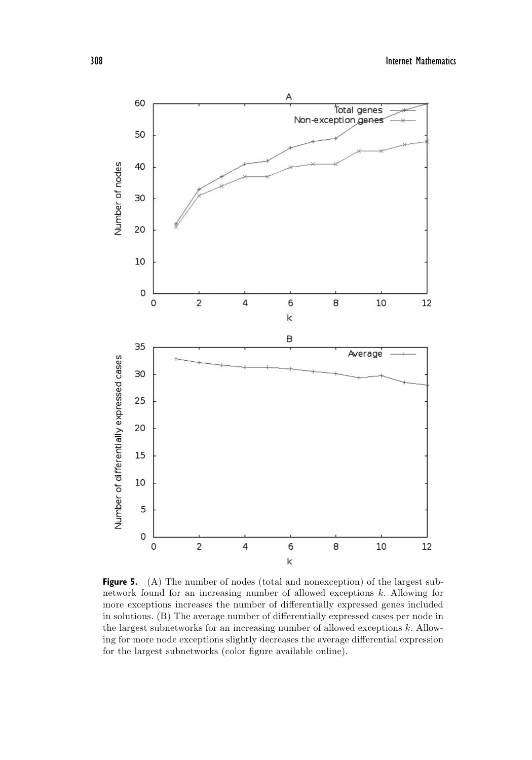**Figure 5.** (A) The number of nodes (total and nonexception) of the largest subnetwork found for an increasing number of allowed exceptions $k$. Allowing for more exceptions increases the number of differentially expressed genes included in solutions. (B) The average number of differentially expressed cases per node in the largest subnetworks for an increasing number of allowed exceptions $k$. Allowing for more node exceptions slightly decreases the average differential expression for the largest subnetworks (color figure available online).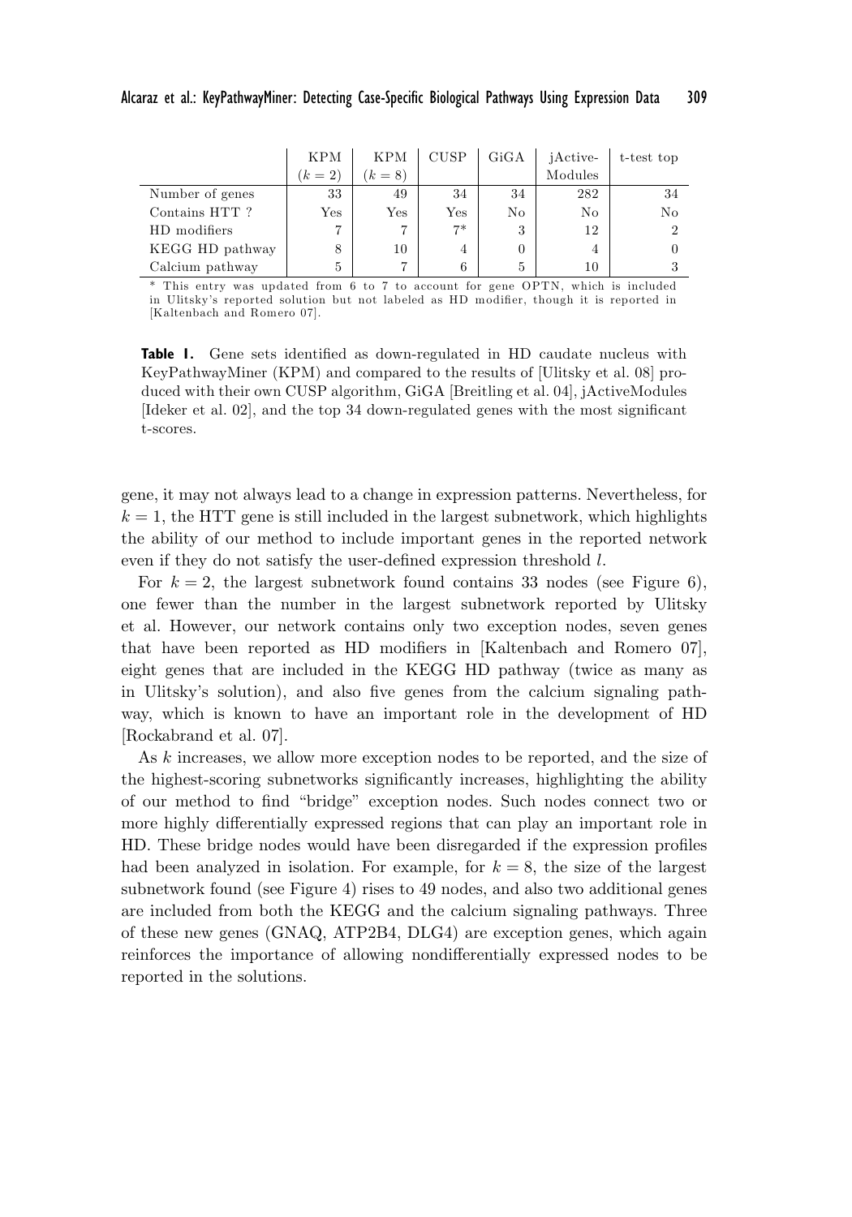|  | KPM ($k = 2$) | KPM ($k = 8$) | CUSP | GiGA | jActive-Modules | t-test top |
|---|---|---|---|---|---|---|
| Number of genes | 33 | 49 | 34 | 34 | 282 | 34 |
| Contains HTT ? | Yes | Yes | Yes | No | No | No |
| HD modifiers | 7 | 7 | 7* | 3 | 12 | 2 |
| KEGG HD pathway | 8 | 10 | 4 | 0 | 4 | 0 |
| Calcium pathway | 5 | 7 | 6 | 5 | 10 | 3 |

* This entry was updated from 6 to 7 to account for gene OPTN, which is included in Ulitsky's reported solution but not labeled as HD modifier, though it is reported in [Kaltenbach and Romero 07].

**Table 1.** Gene sets identified as down-regulated in HD caudate nucleus with KeyPathwayMiner (KPM) and compared to the results of [Ulitsky et al. 08] produced with their own CUSP algorithm, GiGA [Breitling et al. 04], jActiveModules [Ideker et al. 02], and the top 34 down-regulated genes with the most significant t-scores.

gene, it may not always lead to a change in expression patterns. Nevertheless, for $k = 1$, the HTT gene is still included in the largest subnetwork, which highlights the ability of our method to include important genes in the reported network even if they do not satisfy the user-defined expression threshold $l$.

For $k = 2$, the largest subnetwork found contains 33 nodes (see Figure 6), one fewer than the number in the largest subnetwork reported by Ulitsky et al. However, our network contains only two exception nodes, seven genes that have been reported as HD modifiers in [Kaltenbach and Romero 07], eight genes that are included in the KEGG HD pathway (twice as many as in Ulitsky's solution), and also five genes from the calcium signaling pathway, which is known to have an important role in the development of HD [Rockabrand et al. 07].

As $k$ increases, we allow more exception nodes to be reported, and the size of the highest-scoring subnetworks significantly increases, highlighting the ability of our method to find "bridge" exception nodes. Such nodes connect two or more highly differentially expressed regions that can play an important role in HD. These bridge nodes would have been disregarded if the expression profiles had been analyzed in isolation. For example, for $k = 8$, the size of the largest subnetwork found (see Figure 4) rises to 49 nodes, and also two additional genes are included from both the KEGG and the calcium signaling pathways. Three of these new genes (GNAQ, ATP2B4, DLG4) are exception genes, which again reinforces the importance of allowing nondifferentially expressed nodes to be reported in the solutions.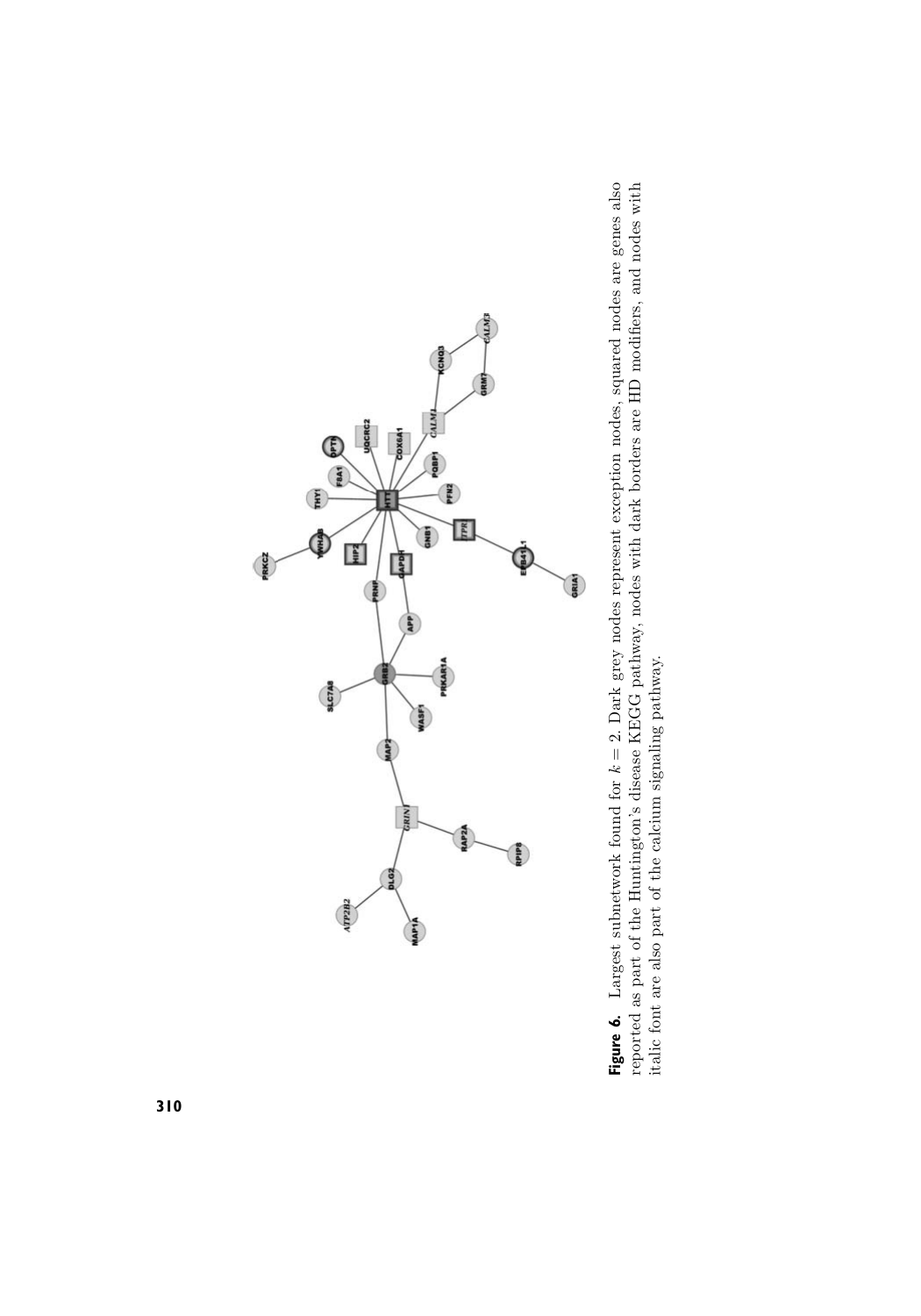**Figure 6.** Largest subnetwork found for $k = 2$. Dark grey nodes represent exception nodes, squared nodes are genes also reported as part of the Huntington's disease KEGG pathway, nodes with dark borders are HD modifiers, and nodes with italic font are also part of the calcium signaling pathway.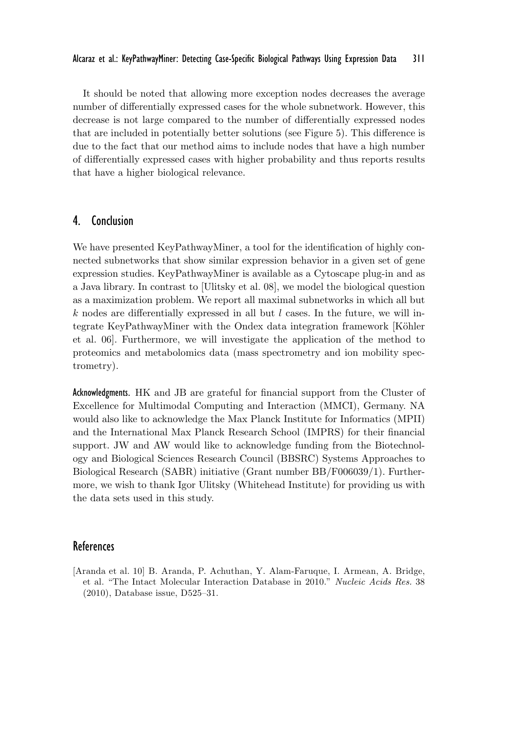It should be noted that allowing more exception nodes decreases the average number of differentially expressed cases for the whole subnetwork. However, this decrease is not large compared to the number of differentially expressed nodes that are included in potentially better solutions (see Figure 5). This difference is due to the fact that our method aims to include nodes that have a high number of differentially expressed cases with higher probability and thus reports results that have a higher biological relevance.

## 4. Conclusion

We have presented KeyPathwayMiner, a tool for the identification of highly connected subnetworks that show similar expression behavior in a given set of gene expression studies. KeyPathwayMiner is available as a Cytoscape plug-in and as a Java library. In contrast to [Ulitsky et al. 08], we model the biological question as a maximization problem. We report all maximal subnetworks in which all but $k$ nodes are differentially expressed in all but $l$ cases. In the future, we will integrate KeyPathwayMiner with the Ondex data integration framework [Köhler et al. 06]. Furthermore, we will investigate the application of the method to proteomics and metabolomics data (mass spectrometry and ion mobility spectrometry).

**Acknowledgments.** HK and JB are grateful for financial support from the Cluster of Excellence for Multimodal Computing and Interaction (MMCI), Germany. NA would also like to acknowledge the Max Planck Institute for Informatics (MPII) and the International Max Planck Research School (IMPRS) for their financial support. JW and AW would like to acknowledge funding from the Biotechnology and Biological Sciences Research Council (BBSRC) Systems Approaches to Biological Research (SABR) initiative (Grant number BB/F006039/1). Furthermore, we wish to thank Igor Ulitsky (Whitehead Institute) for providing us with the data sets used in this study.

## References

[Aranda et al. 10] B. Aranda, P. Achuthan, Y. Alam-Faruque, I. Armean, A. Bridge, et al. "The Intact Molecular Interaction Database in 2010." *Nucleic Acids Res.* 38 (2010), Database issue, D525–31.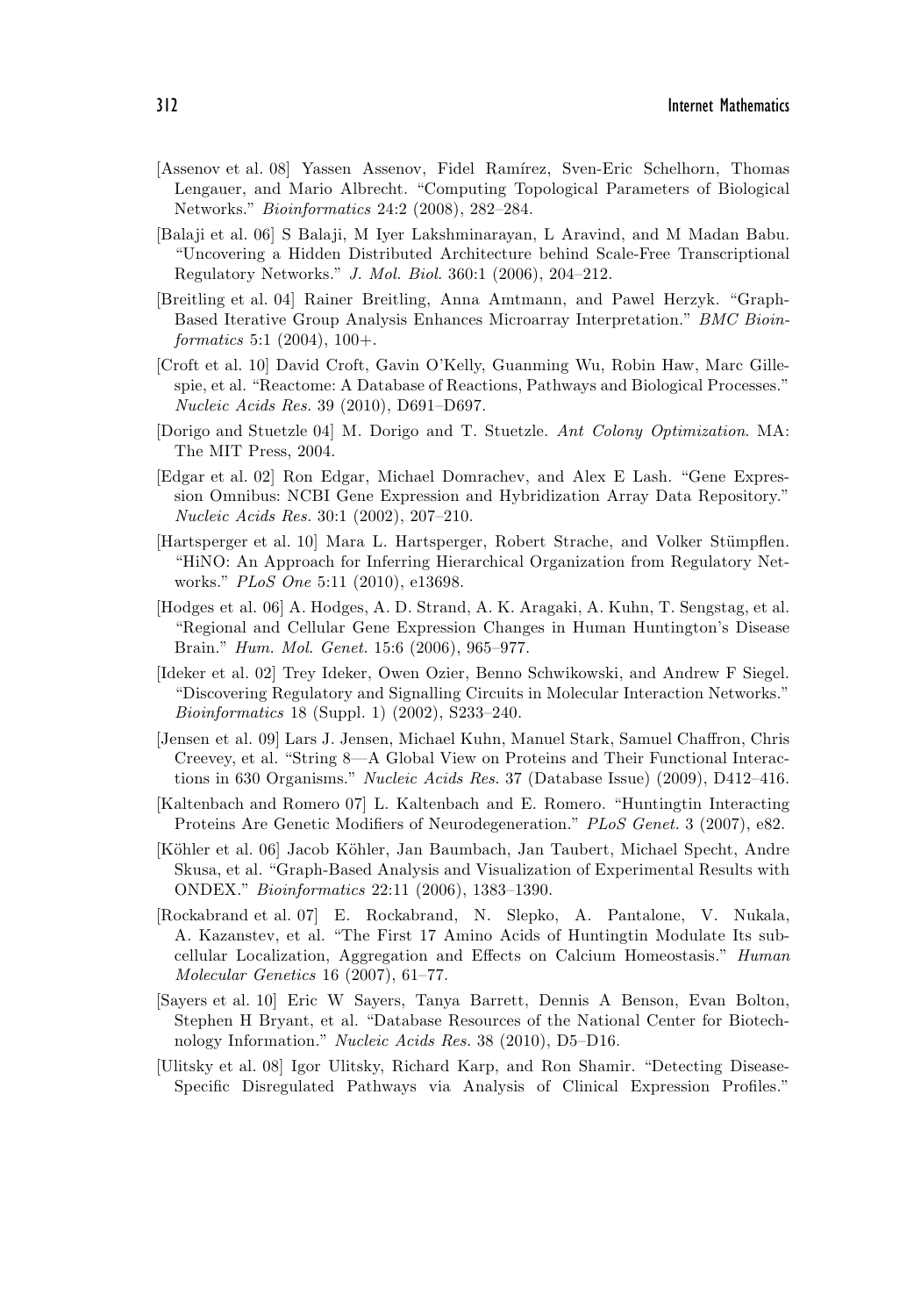[Assenov et al. 08] Yassen Assenov, Fidel Ramírez, Sven-Eric Schelhorn, Thomas Lengauer, and Mario Albrecht. "Computing Topological Parameters of Biological Networks." *Bioinformatics* 24:2 (2008), 282–284.

[Balaji et al. 06] S Balaji, M Iyer Lakshminarayan, L Aravind, and M Madan Babu. "Uncovering a Hidden Distributed Architecture behind Scale-Free Transcriptional Regulatory Networks." *J. Mol. Biol.* 360:1 (2006), 204–212.

[Breitling et al. 04] Rainer Breitling, Anna Amtmann, and Pawel Herzyk. "Graph-Based Iterative Group Analysis Enhances Microarray Interpretation." *BMC Bioinformatics* 5:1 (2004), 100+.

[Croft et al. 10] David Croft, Gavin O'Kelly, Guanming Wu, Robin Haw, Marc Gillespie, et al. "Reactome: A Database of Reactions, Pathways and Biological Processes." *Nucleic Acids Res.* 39 (2010), D691–D697.

[Dorigo and Stuetzle 04] M. Dorigo and T. Stuetzle. *Ant Colony Optimization*. MA: The MIT Press, 2004.

[Edgar et al. 02] Ron Edgar, Michael Domrachev, and Alex E Lash. "Gene Expression Omnibus: NCBI Gene Expression and Hybridization Array Data Repository." *Nucleic Acids Res.* 30:1 (2002), 207–210.

[Hartsperger et al. 10] Mara L. Hartsperger, Robert Strache, and Volker Stümpflen. "HiNO: An Approach for Inferring Hierarchical Organization from Regulatory Networks." *PLoS One* 5:11 (2010), e13698.

[Hodges et al. 06] A. Hodges, A. D. Strand, A. K. Aragaki, A. Kuhn, T. Sengstag, et al. "Regional and Cellular Gene Expression Changes in Human Huntington's Disease Brain." *Hum. Mol. Genet.* 15:6 (2006), 965–977.

[Ideker et al. 02] Trey Ideker, Owen Ozier, Benno Schwikowski, and Andrew F Siegel. "Discovering Regulatory and Signalling Circuits in Molecular Interaction Networks." *Bioinformatics* 18 (Suppl. 1) (2002), S233–240.

[Jensen et al. 09] Lars J. Jensen, Michael Kuhn, Manuel Stark, Samuel Chaffron, Chris Creevey, et al. "String 8—A Global View on Proteins and Their Functional Interactions in 630 Organisms." *Nucleic Acids Res.* 37 (Database Issue) (2009), D412–416.

[Kaltenbach and Romero 07] L. Kaltenbach and E. Romero. "Huntingtin Interacting Proteins Are Genetic Modifiers of Neurodegeneration." *PLoS Genet.* 3 (2007), e82.

[Köhler et al. 06] Jacob Köhler, Jan Baumbach, Jan Taubert, Michael Specht, Andre Skusa, et al. "Graph-Based Analysis and Visualization of Experimental Results with ONDEX." *Bioinformatics* 22:11 (2006), 1383–1390.

[Rockabrand et al. 07] E. Rockabrand, N. Slepko, A. Pantalone, V. Nukala, A. Kazanstev, et al. "The First 17 Amino Acids of Huntingtin Modulate Its subcellular Localization, Aggregation and Effects on Calcium Homeostasis." *Human Molecular Genetics* 16 (2007), 61–77.

[Sayers et al. 10] Eric W Sayers, Tanya Barrett, Dennis A Benson, Evan Bolton, Stephen H Bryant, et al. "Database Resources of the National Center for Biotechnology Information." *Nucleic Acids Res.* 38 (2010), D5–D16.

[Ulitsky et al. 08] Igor Ulitsky, Richard Karp, and Ron Shamir. "Detecting Disease-Specific Disregulated Pathways via Analysis of Clinical Expression Profiles."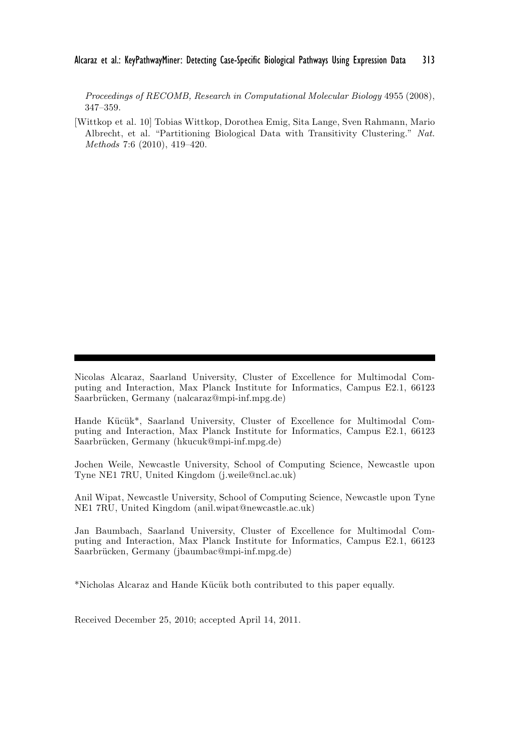*Proceedings of RECOMB, Research in Computational Molecular Biology* 4955 (2008), 347–359.

[Wittkop et al. 10] Tobias Wittkop, Dorothea Emig, Sita Lange, Sven Rahmann, Mario Albrecht, et al. "Partitioning Biological Data with Transitivity Clustering." *Nat. Methods* 7:6 (2010), 419–420.

---

Nicolas Alcaraz, Saarland University, Cluster of Excellence for Multimodal Computing and Interaction, Max Planck Institute for Informatics, Campus E2.1, 66123 Saarbrücken, Germany (nalcaraz@mpi-inf.mpg.de)

Hande Kücük*, Saarland University, Cluster of Excellence for Multimodal Computing and Interaction, Max Planck Institute for Informatics, Campus E2.1, 66123 Saarbrücken, Germany (hkucuk@mpi-inf.mpg.de)

Jochen Weile, Newcastle University, School of Computing Science, Newcastle upon Tyne NE1 7RU, United Kingdom (j.weile@ncl.ac.uk)

Anil Wipat, Newcastle University, School of Computing Science, Newcastle upon Tyne NE1 7RU, United Kingdom (anil.wipat@newcastle.ac.uk)

Jan Baumbach, Saarland University, Cluster of Excellence for Multimodal Computing and Interaction, Max Planck Institute for Informatics, Campus E2.1, 66123 Saarbrücken, Germany (jbaumbac@mpi-inf.mpg.de)

*Nicholas Alcaraz and Hande Kücük both contributed to this paper equally.

Received December 25, 2010; accepted April 14, 2011.